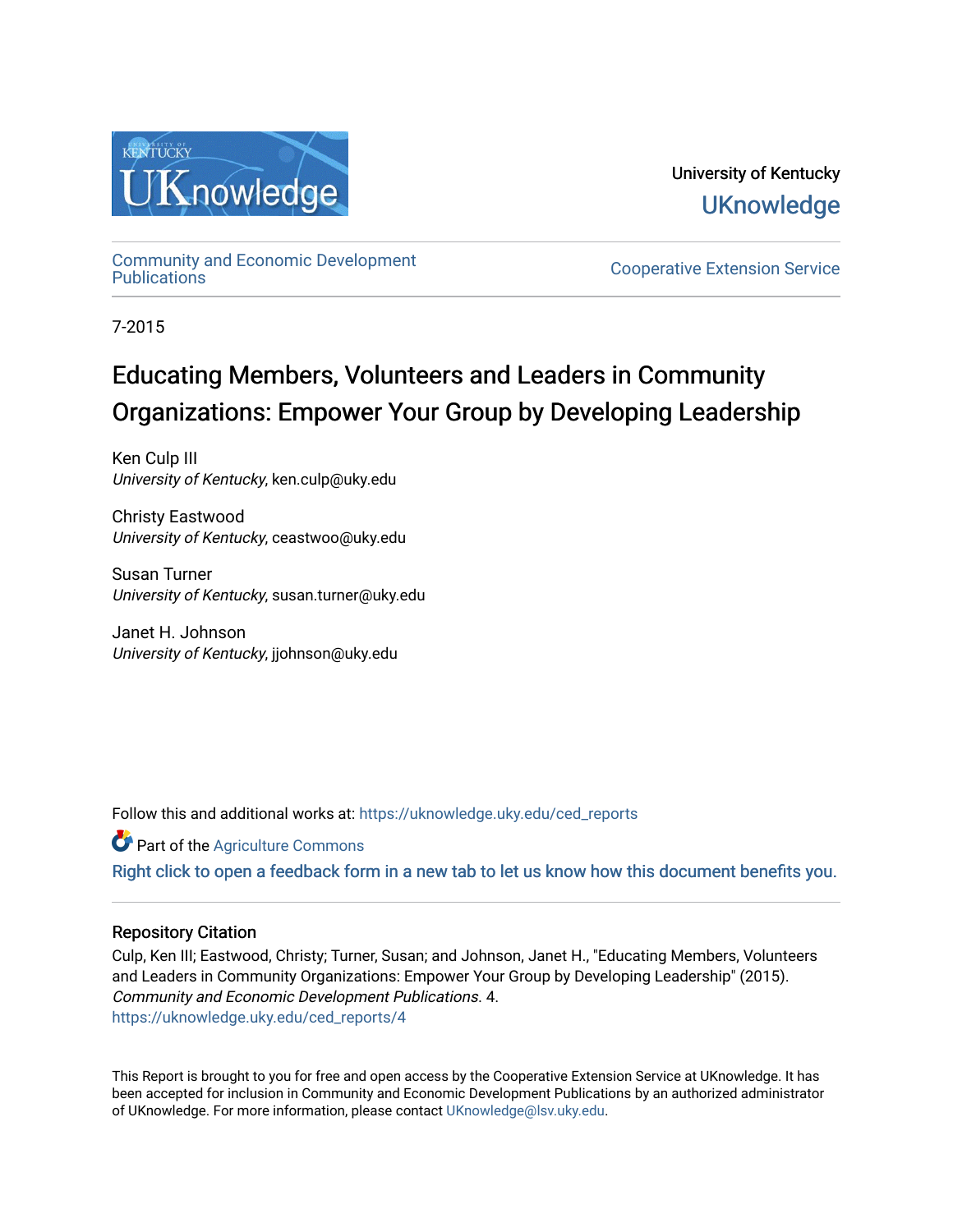University of Kentucky

UKnowledge

Community and Economic Development Publications

Cooperative Extension Service

7-2015

# Educating Members, Volunteers and Leaders in Community Organizations: Empower Your Group by Developing Leadership

Ken Culp III
*University of Kentucky*, ken.culp@uky.edu

Christy Eastwood
*University of Kentucky*, ceastwoo@uky.edu

Susan Turner
*University of Kentucky*, susan.turner@uky.edu

Janet H. Johnson
*University of Kentucky*, jjohnson@uky.edu

Follow this and additional works at: https://uknowledge.uky.edu/ced_reports

Part of the Agriculture Commons

Right click to open a feedback form in a new tab to let us know how this document benefits you.

## Repository Citation

Culp, Ken III; Eastwood, Christy; Turner, Susan; and Johnson, Janet H., "Educating Members, Volunteers and Leaders in Community Organizations: Empower Your Group by Developing Leadership" (2015). *Community and Economic Development Publications*. 4.
https://uknowledge.uky.edu/ced_reports/4

This Report is brought to you for free and open access by the Cooperative Extension Service at UKnowledge. It has been accepted for inclusion in Community and Economic Development Publications by an authorized administrator of UKnowledge. For more information, please contact UKnowledge@lsv.uky.edu.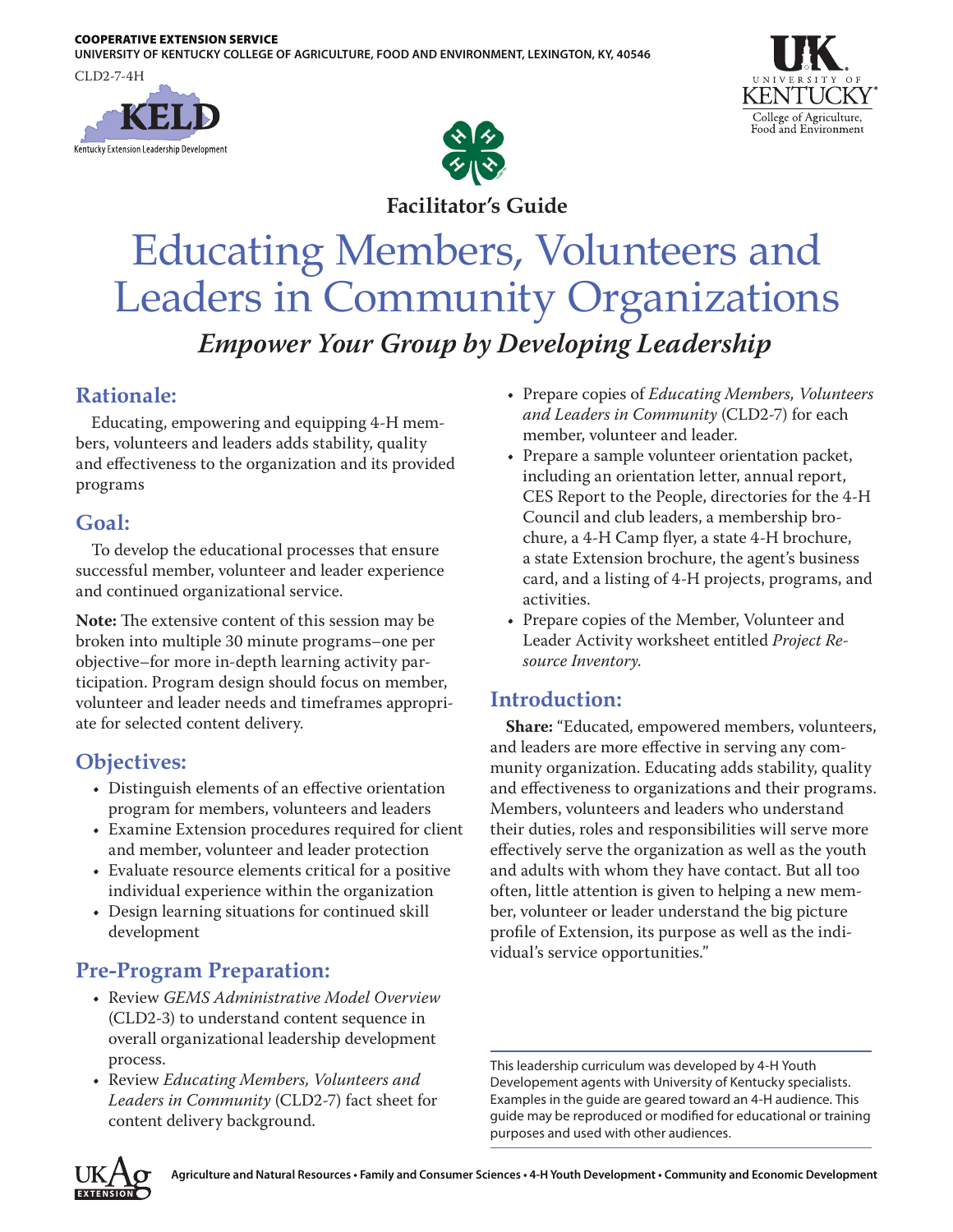COOPERATIVE EXTENSION SERVICE
UNIVERSITY OF KENTUCKY COLLEGE OF AGRICULTURE, FOOD AND ENVIRONMENT, LEXINGTON, KY, 40546

CLD2-7-4H

Facilitator's Guide

# Educating Members, Volunteers and Leaders in Community Organizations

## *Empower Your Group by Developing Leadership*

## Rationale:

Educating, empowering and equipping 4-H members, volunteers and leaders adds stability, quality and effectiveness to the organization and its provided programs

## Goal:

To develop the educational processes that ensure successful member, volunteer and leader experience and continued organizational service.

**Note:** The extensive content of this session may be broken into multiple 30 minute programs–one per objective–for more in-depth learning activity participation. Program design should focus on member, volunteer and leader needs and timeframes appropriate for selected content delivery.

## Objectives:

- Distinguish elements of an effective orientation program for members, volunteers and leaders
- Examine Extension procedures required for client and member, volunteer and leader protection
- Evaluate resource elements critical for a positive individual experience within the organization
- Design learning situations for continued skill development

## Pre-Program Preparation:

- Review *GEMS Administrative Model Overview* (CLD2-3) to understand content sequence in overall organizational leadership development process.
- Review *Educating Members, Volunteers and Leaders in Community* (CLD2-7) fact sheet for content delivery background.
- Prepare copies of *Educating Members, Volunteers and Leaders in Community* (CLD2-7) for each member, volunteer and leader.
- Prepare a sample volunteer orientation packet, including an orientation letter, annual report, CES Report to the People, directories for the 4-H Council and club leaders, a membership brochure, a 4-H Camp flyer, a state 4-H brochure, a state Extension brochure, the agent's business card, and a listing of 4-H projects, programs, and activities.
- Prepare copies of the Member, Volunteer and Leader Activity worksheet entitled *Project Resource Inventory.*

## Introduction:

**Share:** "Educated, empowered members, volunteers, and leaders are more effective in serving any community organization. Educating adds stability, quality and effectiveness to organizations and their programs. Members, volunteers and leaders who understand their duties, roles and responsibilities will serve more effectively serve the organization as well as the youth and adults with whom they have contact. But all too often, little attention is given to helping a new member, volunteer or leader understand the big picture profile of Extension, its purpose as well as the individual's service opportunities."

This leadership curriculum was developed by 4-H Youth Developement agents with University of Kentucky specialists. Examples in the guide are geared toward an 4-H audience. This guide may be reproduced or modified for educational or training purposes and used with other audiences.

Agriculture and Natural Resources • Family and Consumer Sciences • 4-H Youth Development • Community and Economic Development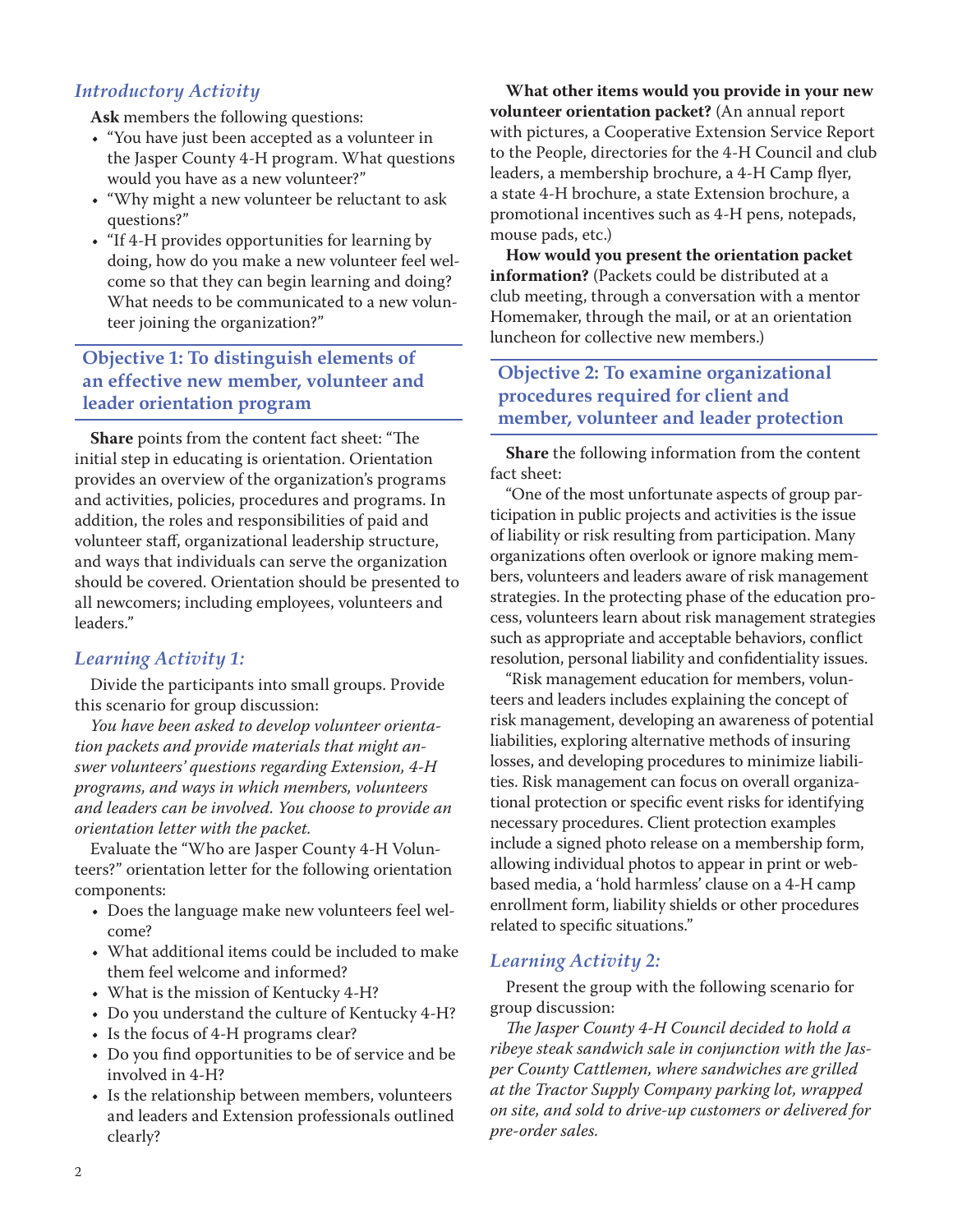### *Introductory Activity*

**Ask** members the following questions:

- "You have just been accepted as a volunteer in the Jasper County 4-H program. What questions would you have as a new volunteer?"
- "Why might a new volunteer be reluctant to ask questions?"
- "If 4-H provides opportunities for learning by doing, how do you make a new volunteer feel welcome so that they can begin learning and doing? What needs to be communicated to a new volunteer joining the organization?"

## Objective 1: To distinguish elements of an effective new member, volunteer and leader orientation program

**Share** points from the content fact sheet: "The initial step in educating is orientation. Orientation provides an overview of the organization's programs and activities, policies, procedures and programs. In addition, the roles and responsibilities of paid and volunteer staff, organizational leadership structure, and ways that individuals can serve the organization should be covered. Orientation should be presented to all newcomers; including employees, volunteers and leaders."

### *Learning Activity 1:*

Divide the participants into small groups. Provide this scenario for group discussion:

*You have been asked to develop volunteer orientation packets and provide materials that might answer volunteers' questions regarding Extension, 4-H programs, and ways in which members, volunteers and leaders can be involved. You choose to provide an orientation letter with the packet.*

Evaluate the "Who are Jasper County 4-H Volunteers?" orientation letter for the following orientation components:

- Does the language make new volunteers feel welcome?
- What additional items could be included to make them feel welcome and informed?
- What is the mission of Kentucky 4-H?
- Do you understand the culture of Kentucky 4-H?
- Is the focus of 4-H programs clear?
- Do you find opportunities to be of service and be involved in 4-H?
- Is the relationship between members, volunteers and leaders and Extension professionals outlined clearly?

**What other items would you provide in your new volunteer orientation packet?** (An annual report with pictures, a Cooperative Extension Service Report to the People, directories for the 4-H Council and club leaders, a membership brochure, a 4-H Camp flyer, a state 4-H brochure, a state Extension brochure, a promotional incentives such as 4-H pens, notepads, mouse pads, etc.)

**How would you present the orientation packet information?** (Packets could be distributed at a club meeting, through a conversation with a mentor Homemaker, through the mail, or at an orientation luncheon for collective new members.)

## Objective 2: To examine organizational procedures required for client and member, volunteer and leader protection

**Share** the following information from the content fact sheet:

"One of the most unfortunate aspects of group participation in public projects and activities is the issue of liability or risk resulting from participation. Many organizations often overlook or ignore making members, volunteers and leaders aware of risk management strategies. In the protecting phase of the education process, volunteers learn about risk management strategies such as appropriate and acceptable behaviors, conflict resolution, personal liability and confidentiality issues.

"Risk management education for members, volunteers and leaders includes explaining the concept of risk management, developing an awareness of potential liabilities, exploring alternative methods of insuring losses, and developing procedures to minimize liabilities. Risk management can focus on overall organizational protection or specific event risks for identifying necessary procedures. Client protection examples include a signed photo release on a membership form, allowing individual photos to appear in print or web-based media, a 'hold harmless' clause on a 4-H camp enrollment form, liability shields or other procedures related to specific situations."

### *Learning Activity 2:*

Present the group with the following scenario for group discussion:

*The Jasper County 4-H Council decided to hold a ribeye steak sandwich sale in conjunction with the Jasper County Cattlemen, where sandwiches are grilled at the Tractor Supply Company parking lot, wrapped on site, and sold to drive-up customers or delivered for pre-order sales.*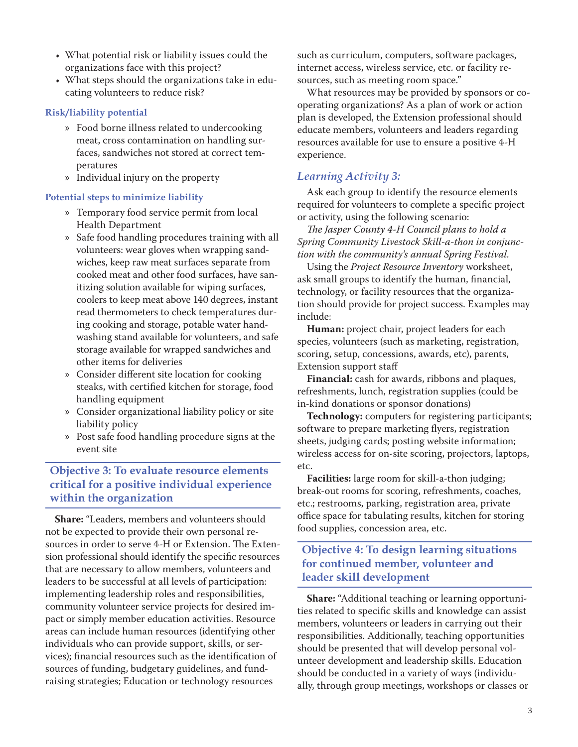- What potential risk or liability issues could the organizations face with this project?
- What steps should the organizations take in educating volunteers to reduce risk?

#### Risk/liability potential

- Food borne illness related to undercooking meat, cross contamination on handling surfaces, sandwiches not stored at correct temperatures
- Individual injury on the property

#### Potential steps to minimize liability

- Temporary food service permit from local Health Department
- Safe food handling procedures training with all volunteers: wear gloves when wrapping sandwiches, keep raw meat surfaces separate from cooked meat and other food surfaces, have sanitizing solution available for wiping surfaces, coolers to keep meat above 140 degrees, instant read thermometers to check temperatures during cooking and storage, potable water handwashing stand available for volunteers, and safe storage available for wrapped sandwiches and other items for deliveries
- Consider different site location for cooking steaks, with certified kitchen for storage, food handling equipment
- Consider organizational liability policy or site liability policy
- Post safe food handling procedure signs at the event site

## Objective 3: To evaluate resource elements critical for a positive individual experience within the organization

**Share:** "Leaders, members and volunteers should not be expected to provide their own personal resources in order to serve 4-H or Extension. The Extension professional should identify the specific resources that are necessary to allow members, volunteers and leaders to be successful at all levels of participation: implementing leadership roles and responsibilities, community volunteer service projects for desired impact or simply member education activities. Resource areas can include human resources (identifying other individuals who can provide support, skills, or services); financial resources such as the identification of sources of funding, budgetary guidelines, and fundraising strategies; Education or technology resources such as curriculum, computers, software packages, internet access, wireless service, etc. or facility resources, such as meeting room space."

What resources may be provided by sponsors or cooperating organizations? As a plan of work or action plan is developed, the Extension professional should educate members, volunteers and leaders regarding resources available for use to ensure a positive 4-H experience.

### *Learning Activity 3:*

Ask each group to identify the resource elements required for volunteers to complete a specific project or activity, using the following scenario:

*The Jasper County 4-H Council plans to hold a Spring Community Livestock Skill-a-thon in conjunction with the community's annual Spring Festival.*

Using the *Project Resource Inventory* worksheet, ask small groups to identify the human, financial, technology, or facility resources that the organization should provide for project success. Examples may include:

**Human:** project chair, project leaders for each species, volunteers (such as marketing, registration, scoring, setup, concessions, awards, etc), parents, Extension support staff

**Financial:** cash for awards, ribbons and plaques, refreshments, lunch, registration supplies (could be in-kind donations or sponsor donations)

**Technology:** computers for registering participants; software to prepare marketing flyers, registration sheets, judging cards; posting website information; wireless access for on-site scoring, projectors, laptops, etc.

**Facilities:** large room for skill-a-thon judging; break-out rooms for scoring, refreshments, coaches, etc.; restrooms, parking, registration area, private office space for tabulating results, kitchen for storing food supplies, concession area, etc.

## Objective 4: To design learning situations for continued member, volunteer and leader skill development

**Share:** "Additional teaching or learning opportunities related to specific skills and knowledge can assist members, volunteers or leaders in carrying out their responsibilities. Additionally, teaching opportunities should be presented that will develop personal volunteer development and leadership skills. Education should be conducted in a variety of ways (individually, through group meetings, workshops or classes or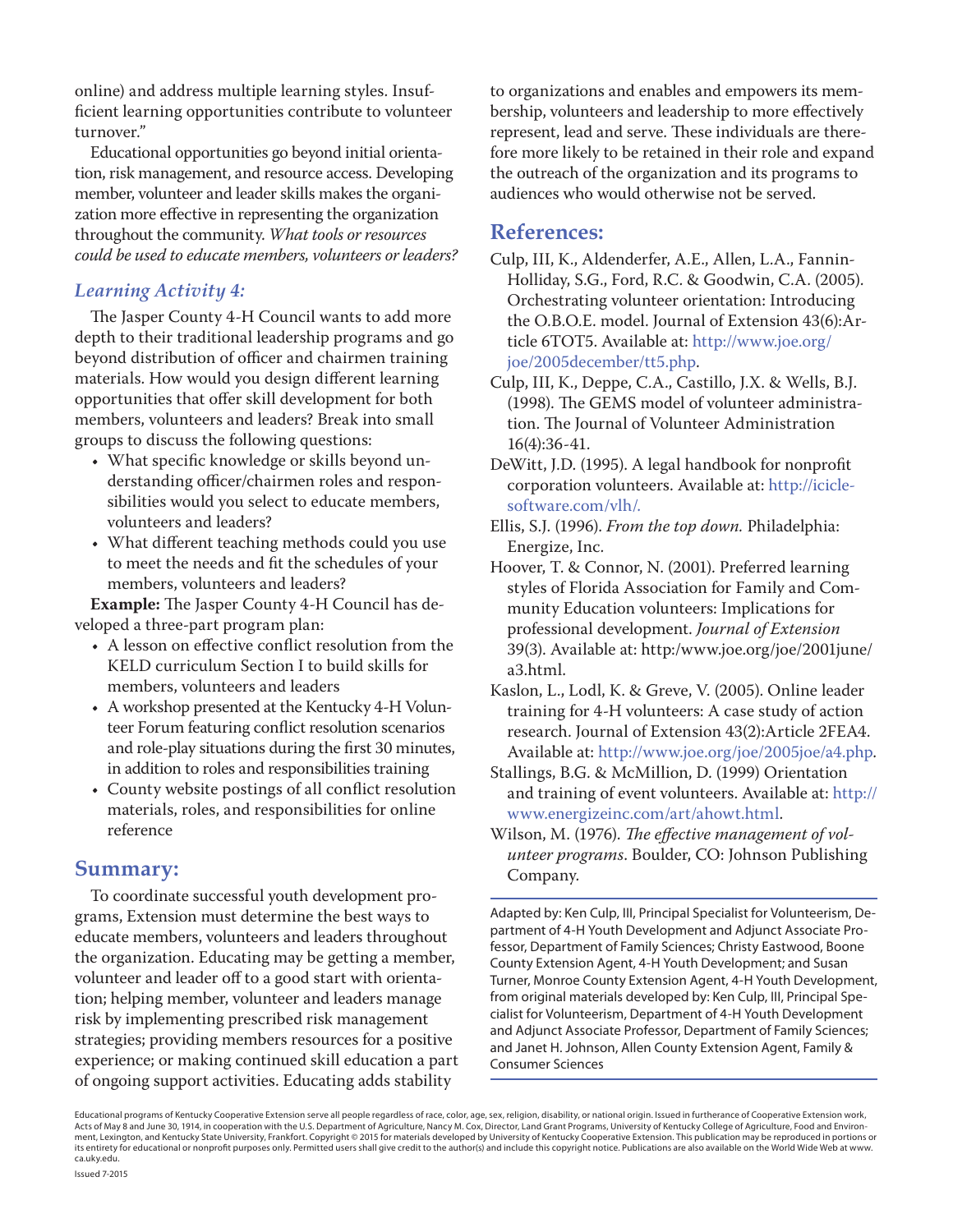online) and address multiple learning styles. Insufficient learning opportunities contribute to volunteer turnover."

Educational opportunities go beyond initial orientation, risk management, and resource access. Developing member, volunteer and leader skills makes the organization more effective in representing the organization throughout the community. *What tools or resources could be used to educate members, volunteers or leaders?*

### *Learning Activity 4:*

The Jasper County 4-H Council wants to add more depth to their traditional leadership programs and go beyond distribution of officer and chairmen training materials. How would you design different learning opportunities that offer skill development for both members, volunteers and leaders? Break into small groups to discuss the following questions:

- What specific knowledge or skills beyond understanding officer/chairmen roles and responsibilities would you select to educate members, volunteers and leaders?
- What different teaching methods could you use to meet the needs and fit the schedules of your members, volunteers and leaders?

**Example:** The Jasper County 4-H Council has developed a three-part program plan:

- A lesson on effective conflict resolution from the KELD curriculum Section I to build skills for members, volunteers and leaders
- A workshop presented at the Kentucky 4-H Volunteer Forum featuring conflict resolution scenarios and role-play situations during the first 30 minutes, in addition to roles and responsibilities training
- County website postings of all conflict resolution materials, roles, and responsibilities for online reference

## Summary:

To coordinate successful youth development programs, Extension must determine the best ways to educate members, volunteers and leaders throughout the organization. Educating may be getting a member, volunteer and leader off to a good start with orientation; helping member, volunteer and leaders manage risk by implementing prescribed risk management strategies; providing members resources for a positive experience; or making continued skill education a part of ongoing support activities. Educating adds stability to organizations and enables and empowers its membership, volunteers and leadership to more effectively represent, lead and serve. These individuals are therefore more likely to be retained in their role and expand the outreach of the organization and its programs to audiences who would otherwise not be served.

## References:

Culp, III, K., Aldenderfer, A.E., Allen, L.A., Fannin-Holliday, S.G., Ford, R.C. & Goodwin, C.A. (2005). Orchestrating volunteer orientation: Introducing the O.B.O.E. model. Journal of Extension 43(6):Article 6TOT5. Available at: http://www.joe.org/joe/2005december/tt5.php.

Culp, III, K., Deppe, C.A., Castillo, J.X. & Wells, B.J. (1998). The GEMS model of volunteer administration. The Journal of Volunteer Administration 16(4):36-41.

DeWitt, J.D. (1995). A legal handbook for nonprofit corporation volunteers. Available at: http://icicle-software.com/vlh/.

Ellis, S.J. (1996). *From the top down.* Philadelphia: Energize, Inc.

Hoover, T. & Connor, N. (2001). Preferred learning styles of Florida Association for Family and Community Education volunteers: Implications for professional development. *Journal of Extension* 39(3). Available at: http:/www.joe.org/joe/2001june/a3.html.

Kaslon, L., Lodl, K. & Greve, V. (2005). Online leader training for 4-H volunteers: A case study of action research. Journal of Extension 43(2):Article 2FEA4. Available at: http://www.joe.org/joe/2005joe/a4.php.

Stallings, B.G. & McMillion, D. (1999) Orientation and training of event volunteers. Available at: http://www.energizeinc.com/art/ahowt.html.

Wilson, M. (1976). *The effective management of volunteer programs*. Boulder, CO: Johnson Publishing Company.

Adapted by: Ken Culp, III, Principal Specialist for Volunteerism, Department of 4-H Youth Development and Adjunct Associate Professor, Department of Family Sciences; Christy Eastwood, Boone County Extension Agent, 4-H Youth Development; and Susan Turner, Monroe County Extension Agent, 4-H Youth Development, from original materials developed by: Ken Culp, III, Principal Specialist for Volunteerism, Department of 4-H Youth Development and Adjunct Associate Professor, Department of Family Sciences; and Janet H. Johnson, Allen County Extension Agent, Family & Consumer Sciences

Educational programs of Kentucky Cooperative Extension serve all people regardless of race, color, age, sex, religion, disability, or national origin. Issued in furtherance of Cooperative Extension work, Acts of May 8 and June 30, 1914, in cooperation with the U.S. Department of Agriculture, Nancy M. Cox, Director, Land Grant Programs, University of Kentucky College of Agriculture, Food and Environment, Lexington, and Kentucky State University, Frankfort. Copyright © 2015 for materials developed by University of Kentucky Cooperative Extension. This publication may be reproduced in portions or its entirety for educational or nonprofit purposes only. Permitted users shall give credit to the author(s) and include this copyright notice. Publications are also available on the World Wide Web at www.ca.uky.edu.

Issued 7-2015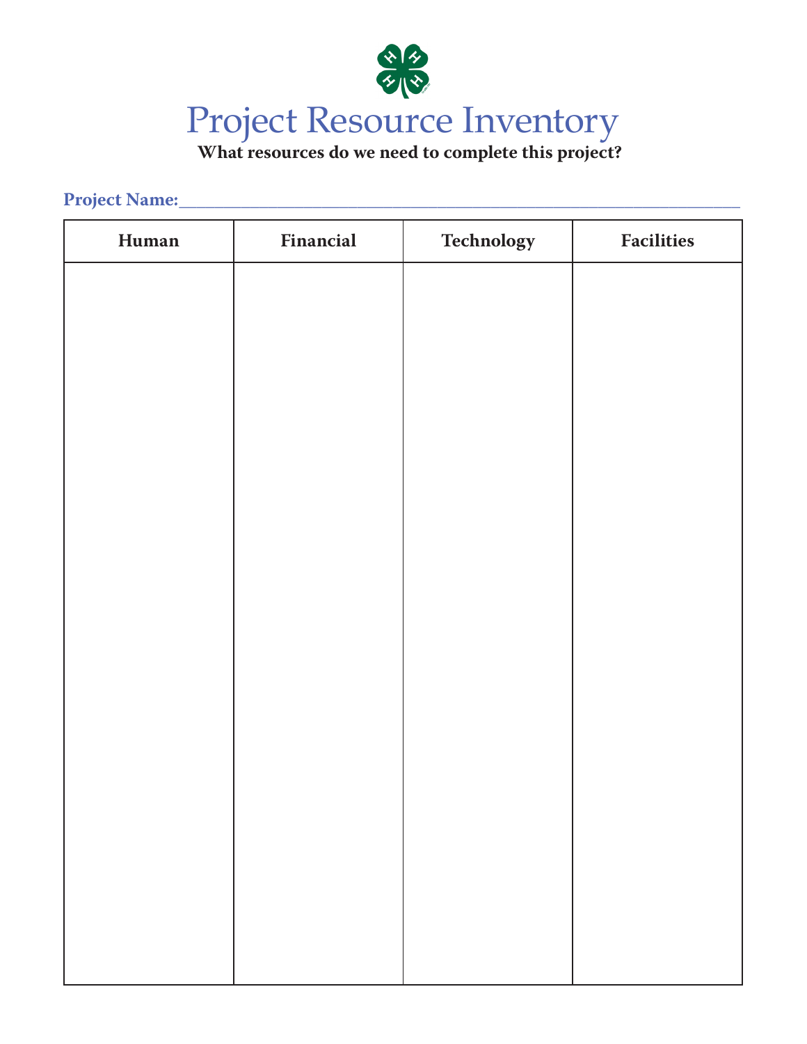# Project Resource Inventory

**What resources do we need to complete this project?**

**Project Name:**_______________________________________________

| Human | Financial | Technology | Facilities |
|---|---|---|---|
| | | | |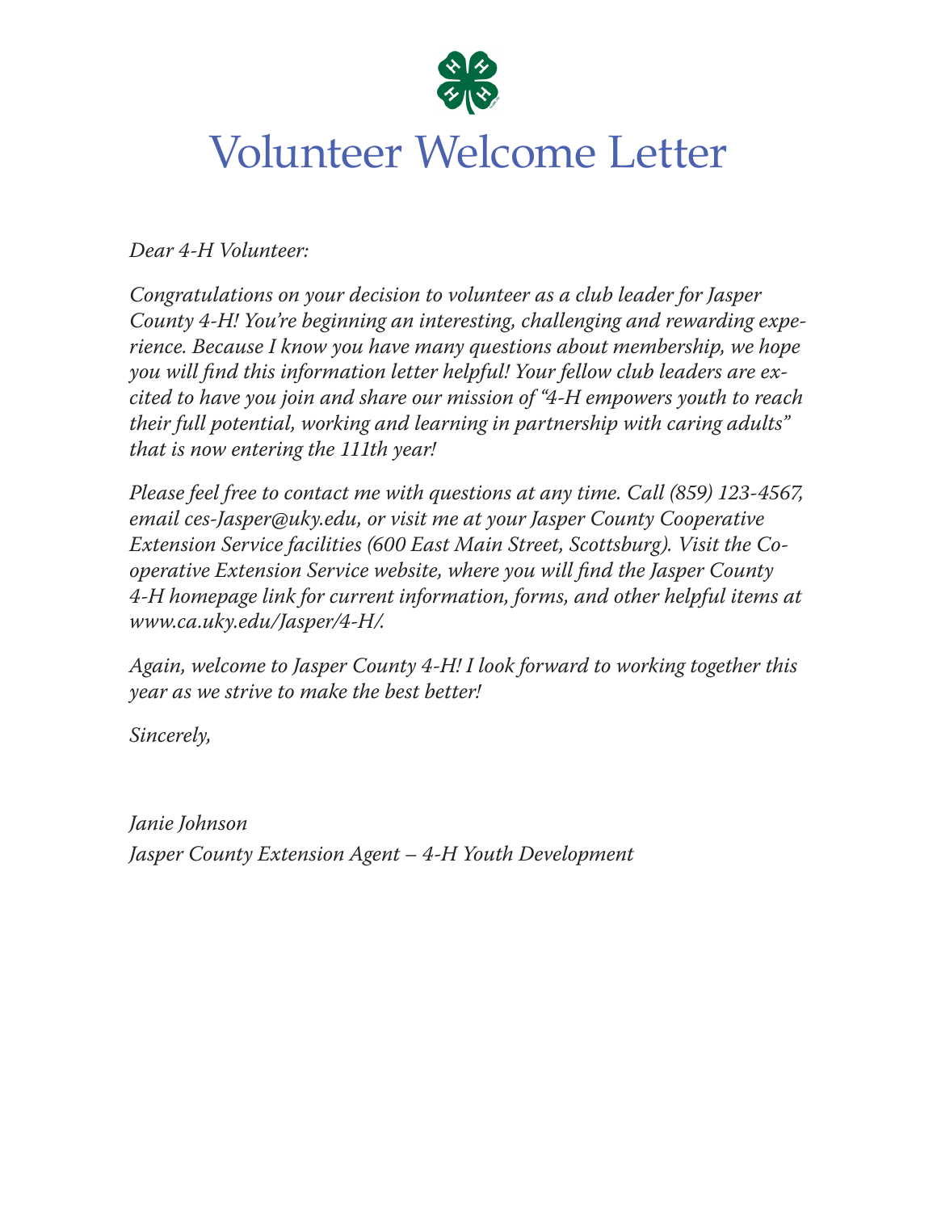# Volunteer Welcome Letter

*Dear 4-H Volunteer:*

*Congratulations on your decision to volunteer as a club leader for Jasper County 4-H! You're beginning an interesting, challenging and rewarding experience. Because I know you have many questions about membership, we hope you will find this information letter helpful! Your fellow club leaders are excited to have you join and share our mission of "4-H empowers youth to reach their full potential, working and learning in partnership with caring adults" that is now entering the 111th year!*

*Please feel free to contact me with questions at any time. Call (859) 123-4567, email ces-Jasper@uky.edu, or visit me at your Jasper County Cooperative Extension Service facilities (600 East Main Street, Scottsburg). Visit the Cooperative Extension Service website, where you will find the Jasper County 4-H homepage link for current information, forms, and other helpful items at www.ca.uky.edu/Jasper/4-H/.*

*Again, welcome to Jasper County 4-H! I look forward to working together this year as we strive to make the best better!*

*Sincerely,*

*Janie Johnson*
*Jasper County Extension Agent – 4-H Youth Development*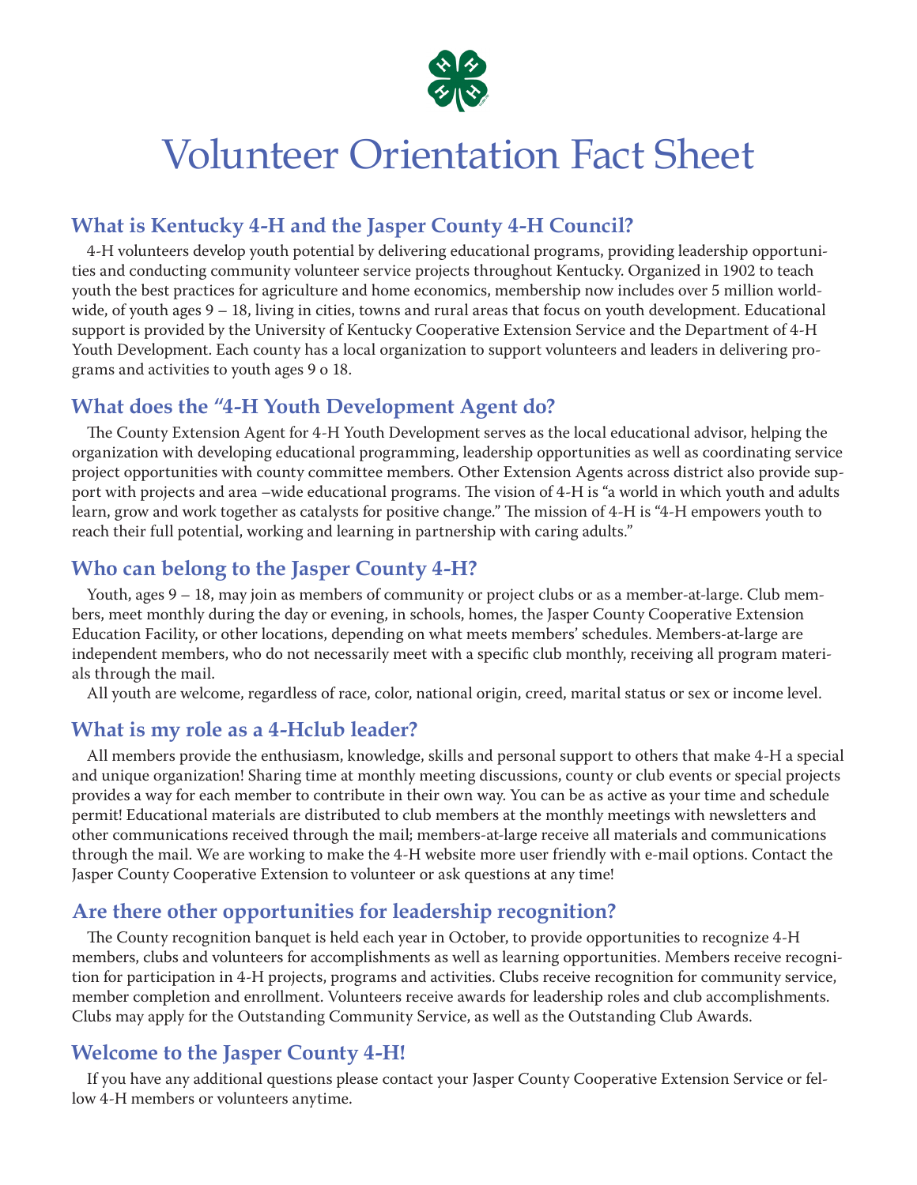# Volunteer Orientation Fact Sheet

## What is Kentucky 4-H and the Jasper County 4-H Council?

4-H volunteers develop youth potential by delivering educational programs, providing leadership opportunities and conducting community volunteer service projects throughout Kentucky. Organized in 1902 to teach youth the best practices for agriculture and home economics, membership now includes over 5 million worldwide, of youth ages 9 – 18, living in cities, towns and rural areas that focus on youth development. Educational support is provided by the University of Kentucky Cooperative Extension Service and the Department of 4-H Youth Development. Each county has a local organization to support volunteers and leaders in delivering programs and activities to youth ages 9 o 18.

## What does the "4-H Youth Development Agent do?

The County Extension Agent for 4-H Youth Development serves as the local educational advisor, helping the organization with developing educational programming, leadership opportunities as well as coordinating service project opportunities with county committee members. Other Extension Agents across district also provide support with projects and area –wide educational programs. The vision of 4-H is "a world in which youth and adults learn, grow and work together as catalysts for positive change." The mission of 4-H is "4-H empowers youth to reach their full potential, working and learning in partnership with caring adults."

## Who can belong to the Jasper County 4-H?

Youth, ages 9 – 18, may join as members of community or project clubs or as a member-at-large. Club members, meet monthly during the day or evening, in schools, homes, the Jasper County Cooperative Extension Education Facility, or other locations, depending on what meets members' schedules. Members-at-large are independent members, who do not necessarily meet with a specific club monthly, receiving all program materials through the mail.

All youth are welcome, regardless of race, color, national origin, creed, marital status or sex or income level.

## What is my role as a 4-Hclub leader?

All members provide the enthusiasm, knowledge, skills and personal support to others that make 4-H a special and unique organization! Sharing time at monthly meeting discussions, county or club events or special projects provides a way for each member to contribute in their own way. You can be as active as your time and schedule permit! Educational materials are distributed to club members at the monthly meetings with newsletters and other communications received through the mail; members-at-large receive all materials and communications through the mail. We are working to make the 4-H website more user friendly with e-mail options. Contact the Jasper County Cooperative Extension to volunteer or ask questions at any time!

## Are there other opportunities for leadership recognition?

The County recognition banquet is held each year in October, to provide opportunities to recognize 4-H members, clubs and volunteers for accomplishments as well as learning opportunities. Members receive recognition for participation in 4-H projects, programs and activities. Clubs receive recognition for community service, member completion and enrollment. Volunteers receive awards for leadership roles and club accomplishments. Clubs may apply for the Outstanding Community Service, as well as the Outstanding Club Awards.

## Welcome to the Jasper County 4-H!

If you have any additional questions please contact your Jasper County Cooperative Extension Service or fellow 4-H members or volunteers anytime.